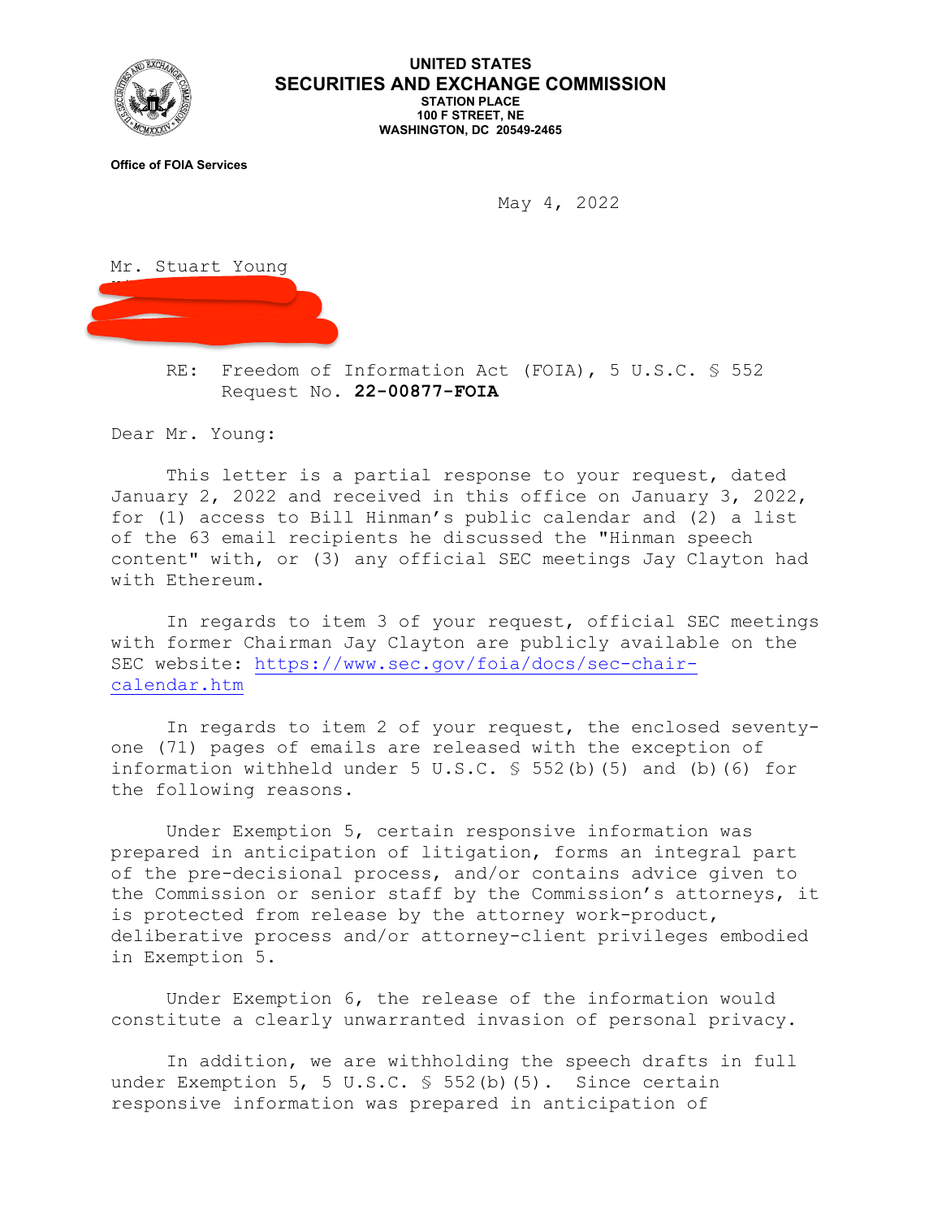**UNITED STATES**
**SECURITIES AND EXCHANGE COMMISSION**
**STATION PLACE**
**100 F STREET, NE**
**WASHINGTON, DC 20549-2465**

**Office of FOIA Services**

May 4, 2022

Mr. Stuart Young

RE: Freedom of Information Act (FOIA), 5 U.S.C. § 552
Request No. **22-00877-FOIA**

Dear Mr. Young:

This letter is a partial response to your request, dated January 2, 2022 and received in this office on January 3, 2022, for (1) access to Bill Hinman's public calendar and (2) a list of the 63 email recipients he discussed the "Hinman speech content" with, or (3) any official SEC meetings Jay Clayton had with Ethereum.

In regards to item 3 of your request, official SEC meetings with former Chairman Jay Clayton are publicly available on the SEC website: [https://www.sec.gov/foia/docs/sec-chair-calendar.htm](https://www.sec.gov/foia/docs/sec-chair-calendar.htm)

In regards to item 2 of your request, the enclosed seventy-one (71) pages of emails are released with the exception of information withheld under 5 U.S.C. § 552(b)(5) and (b)(6) for the following reasons.

Under Exemption 5, certain responsive information was prepared in anticipation of litigation, forms an integral part of the pre-decisional process, and/or contains advice given to the Commission or senior staff by the Commission's attorneys, it is protected from release by the attorney work-product, deliberative process and/or attorney-client privileges embodied in Exemption 5.

Under Exemption 6, the release of the information would constitute a clearly unwarranted invasion of personal privacy.

In addition, we are withholding the speech drafts in full under Exemption 5, 5 U.S.C. § 552(b)(5). Since certain responsive information was prepared in anticipation of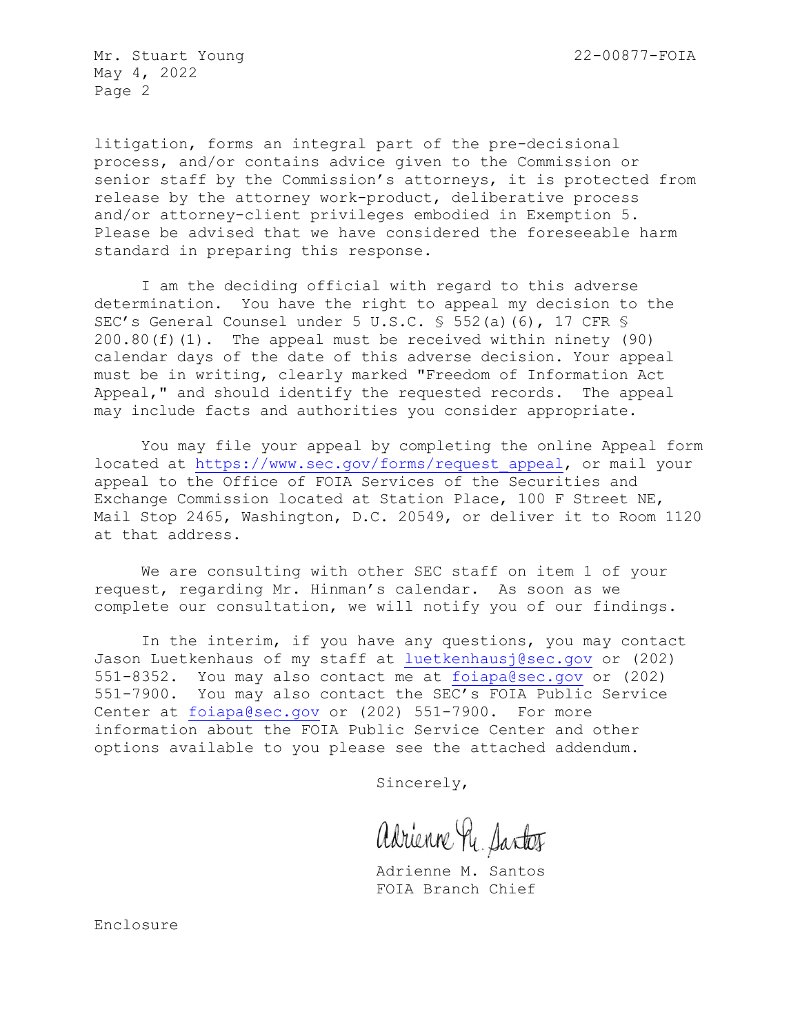litigation, forms an integral part of the pre-decisional process, and/or contains advice given to the Commission or senior staff by the Commission's attorneys, it is protected from release by the attorney work-product, deliberative process and/or attorney-client privileges embodied in Exemption 5. Please be advised that we have considered the foreseeable harm standard in preparing this response.

I am the deciding official with regard to this adverse determination. You have the right to appeal my decision to the SEC's General Counsel under 5 U.S.C. § 552(a)(6), 17 CFR § 200.80(f)(1). The appeal must be received within ninety (90) calendar days of the date of this adverse decision. Your appeal must be in writing, clearly marked "Freedom of Information Act Appeal," and should identify the requested records. The appeal may include facts and authorities you consider appropriate.

You may file your appeal by completing the online Appeal form located at https://www.sec.gov/forms/request_appeal, or mail your appeal to the Office of FOIA Services of the Securities and Exchange Commission located at Station Place, 100 F Street NE, Mail Stop 2465, Washington, D.C. 20549, or deliver it to Room 1120 at that address.

We are consulting with other SEC staff on item 1 of your request, regarding Mr. Hinman's calendar. As soon as we complete our consultation, we will notify you of our findings.

In the interim, if you have any questions, you may contact Jason Luetkenhaus of my staff at luetkenhausj@sec.gov or (202) 551-8352. You may also contact me at foiapa@sec.gov or (202) 551-7900. You may also contact the SEC's FOIA Public Service Center at foiapa@sec.gov or (202) 551-7900. For more information about the FOIA Public Service Center and other options available to you please see the attached addendum.

Sincerely,

Adrienne M. Santos

Adrienne M. Santos
FOIA Branch Chief

Enclosure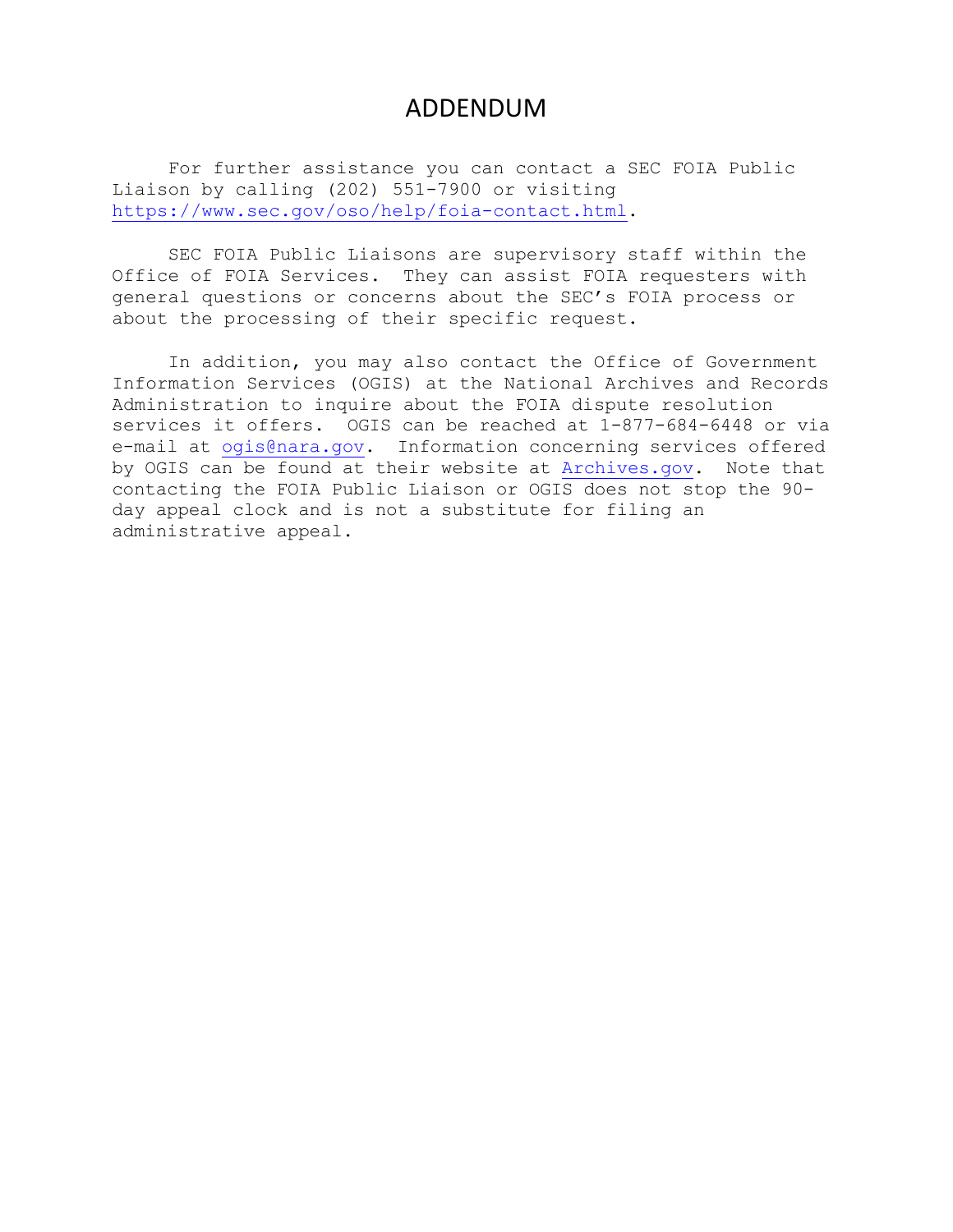# ADDENDUM

For further assistance you can contact a SEC FOIA Public Liaison by calling (202) 551-7900 or visiting https://www.sec.gov/oso/help/foia-contact.html.

SEC FOIA Public Liaisons are supervisory staff within the Office of FOIA Services. They can assist FOIA requesters with general questions or concerns about the SEC's FOIA process or about the processing of their specific request.

In addition, you may also contact the Office of Government Information Services (OGIS) at the National Archives and Records Administration to inquire about the FOIA dispute resolution services it offers. OGIS can be reached at 1-877-684-6448 or via e-mail at ogis@nara.gov. Information concerning services offered by OGIS can be found at their website at Archives.gov. Note that contacting the FOIA Public Liaison or OGIS does not stop the 90-day appeal clock and is not a substitute for filing an administrative appeal.